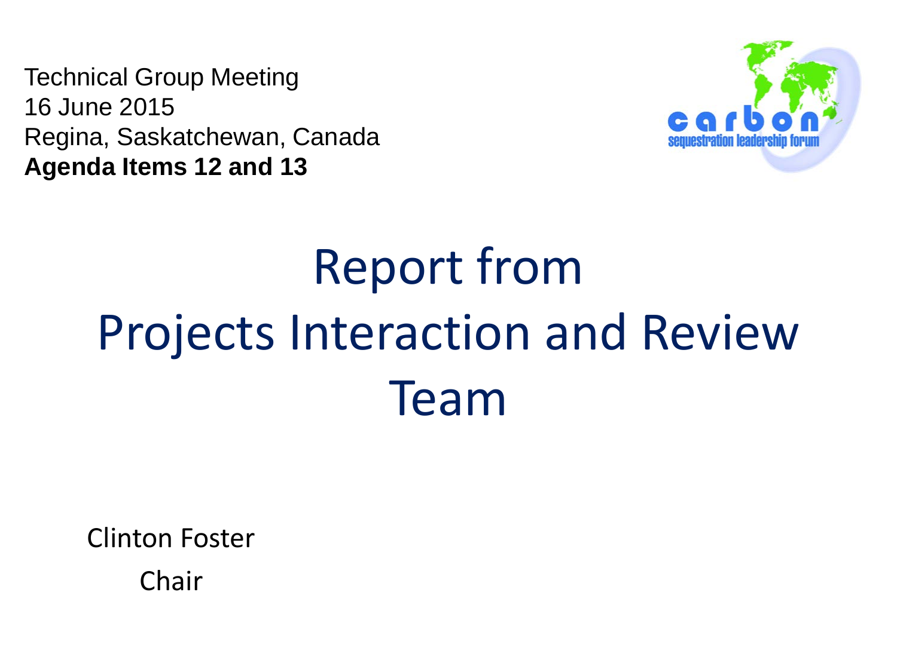Technical Group Meeting
16 June 2015
Regina, Saskatchewan, Canada
**Agenda Items 12 and 13**

carbon sequestration leadership forum

# Report from Projects Interaction and Review Team

Clinton Foster

Chair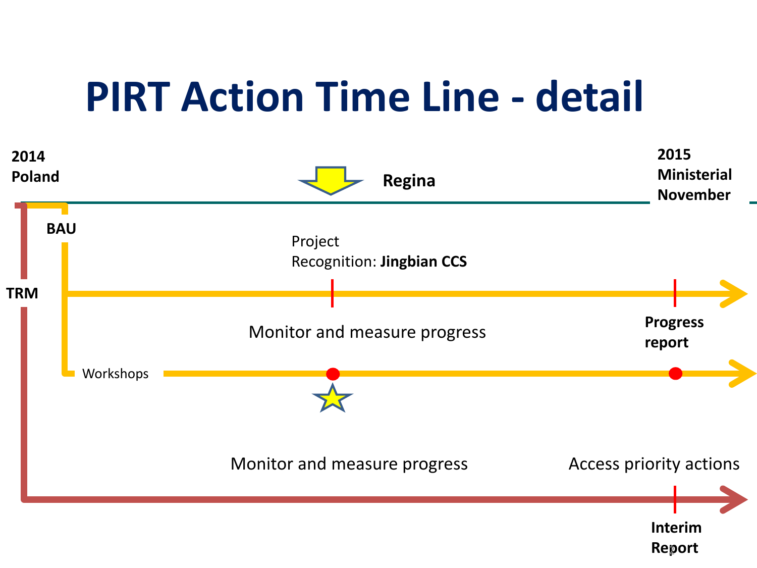# PIRT Action Time Line - detail

**2014**
**Poland**

**Regina**

**2015**
**Ministerial**
**November**

**BAU**

Project
Recognition: **Jingbian CCS**

**TRM**

Monitor and measure progress

**Progress report**

Workshops

Monitor and measure progress

Access priority actions

**Interim Report**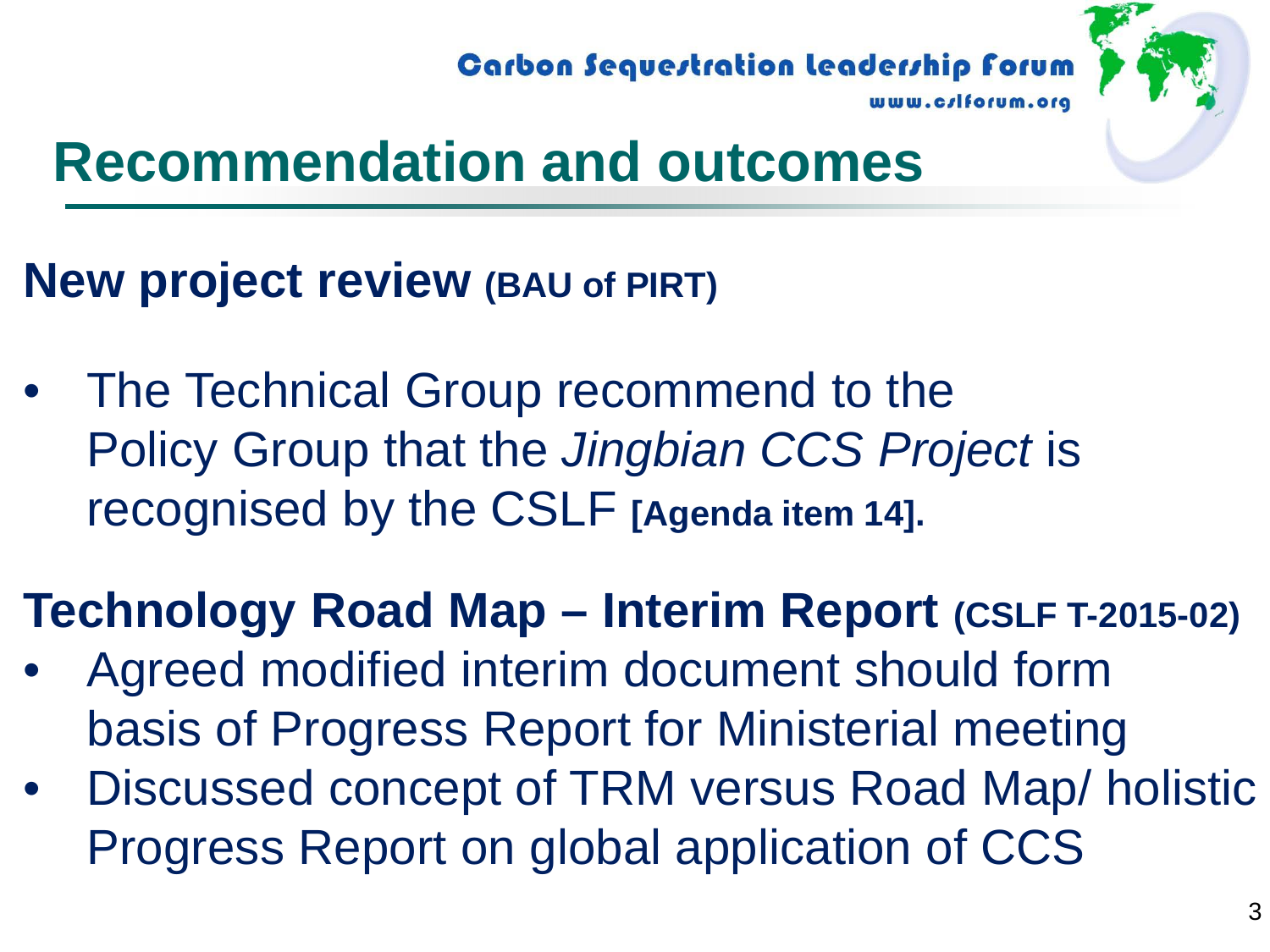# Recommendation and outcomes

## New project review (BAU of PIRT)

- The Technical Group recommend to the Policy Group that the *Jingbian CCS Project* is recognised by the CSLF **[Agenda item 14].**

## Technology Road Map – Interim Report (CSLF T-2015-02)

- Agreed modified interim document should form basis of Progress Report for Ministerial meeting
- Discussed concept of TRM versus Road Map/ holistic Progress Report on global application of CCS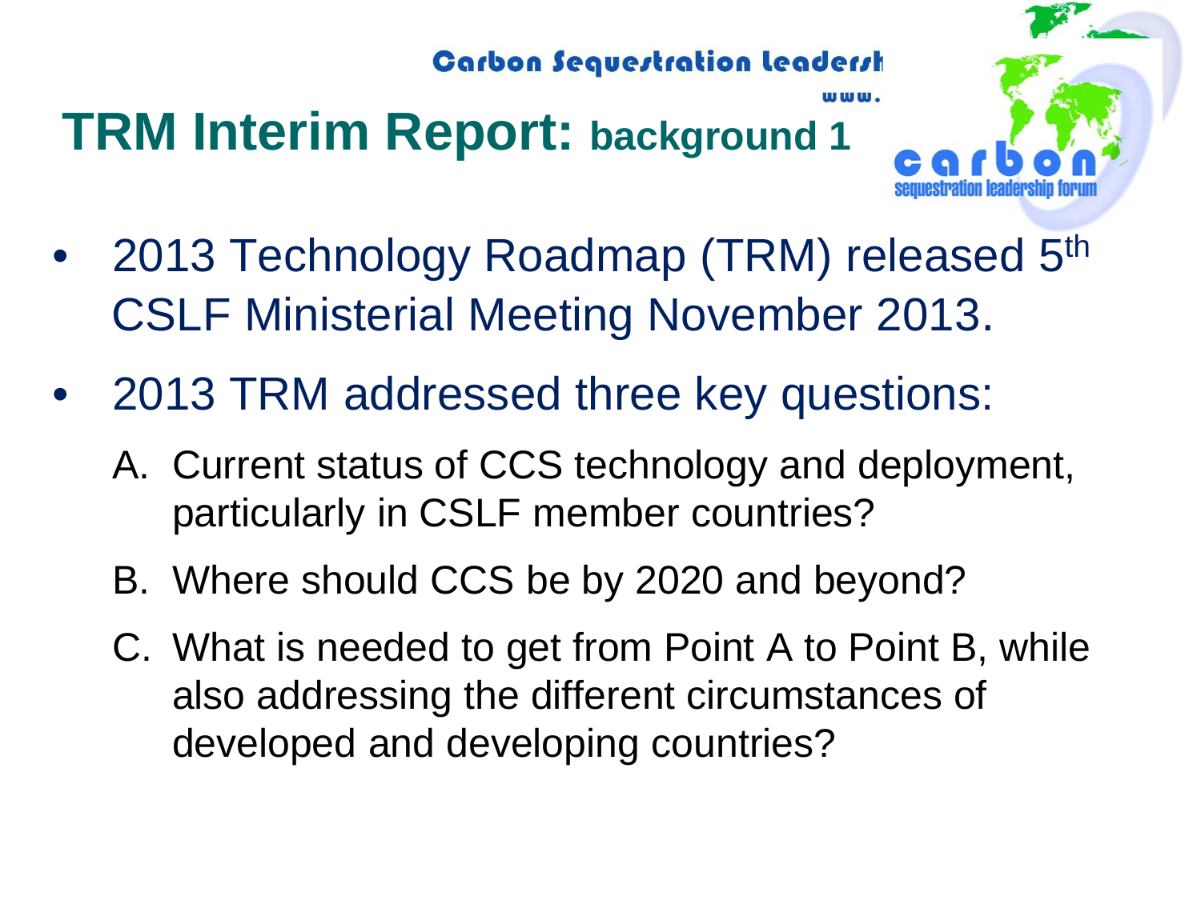# TRM Interim Report: background 1

- 2013 Technology Roadmap (TRM) released 5th CSLF Ministerial Meeting November 2013.
- 2013 TRM addressed three key questions:
  A. Current status of CCS technology and deployment, particularly in CSLF member countries?
  B. Where should CCS be by 2020 and beyond?
  C. What is needed to get from Point A to Point B, while also addressing the different circumstances of developed and developing countries?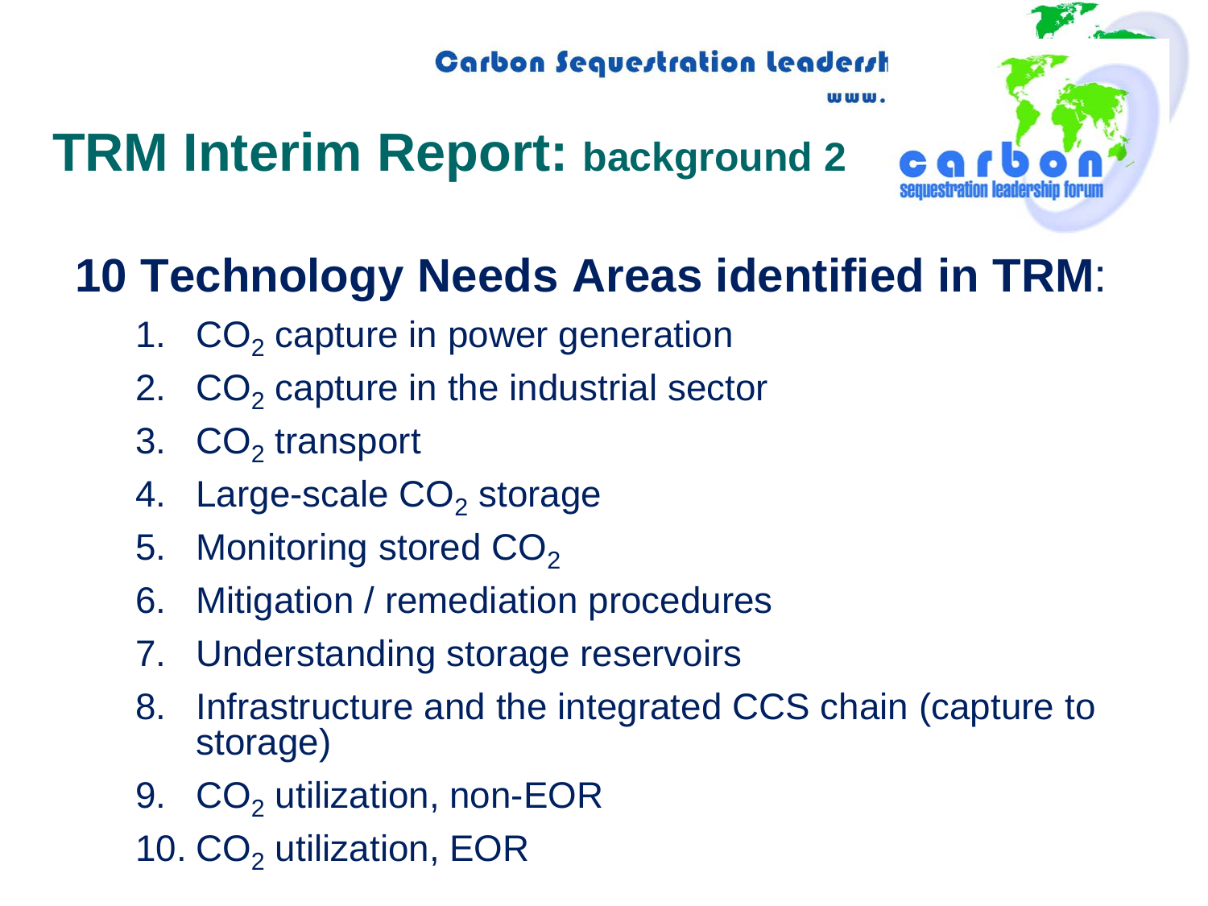# TRM Interim Report: background 2

## 10 Technology Needs Areas identified in TRM:

1. $CO_2$ capture in power generation
2. $CO_2$ capture in the industrial sector
3. $CO_2$ transport
4. Large-scale $CO_2$ storage
5. Monitoring stored $CO_2$
6. Mitigation / remediation procedures
7. Understanding storage reservoirs
8. Infrastructure and the integrated CCS chain (capture to storage)
9. $CO_2$ utilization, non-EOR
10. $CO_2$ utilization, EOR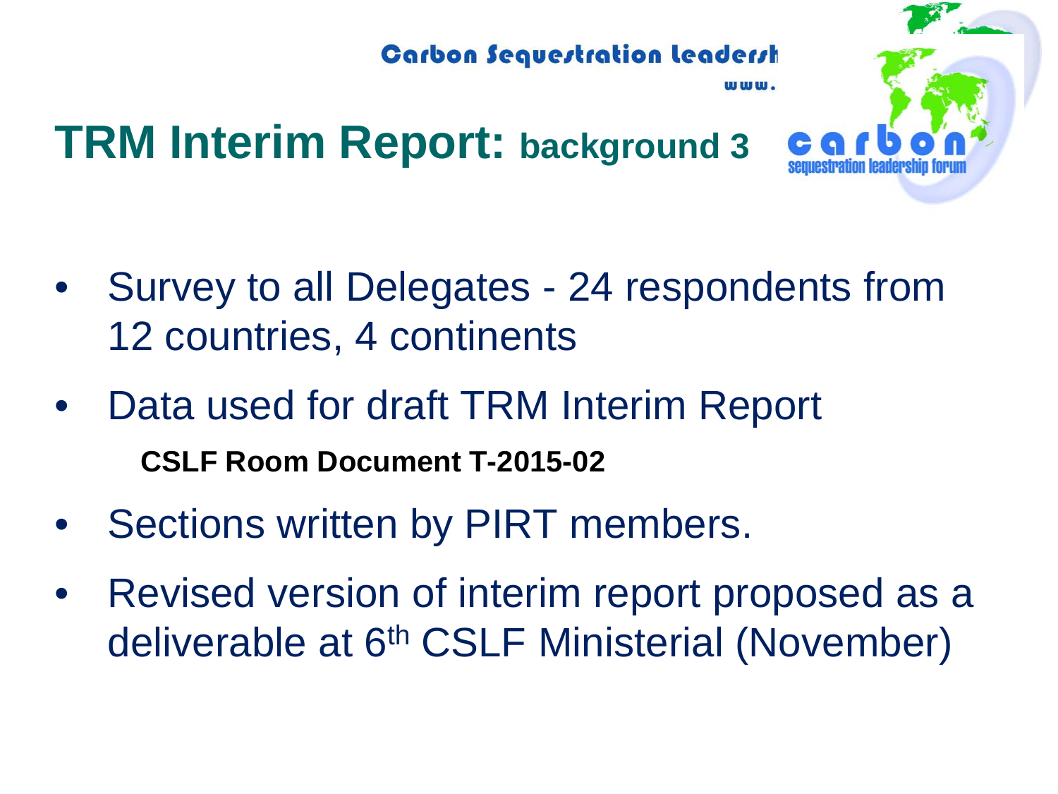# TRM Interim Report: background 3

- Survey to all Delegates - 24 respondents from 12 countries, 4 continents
- Data used for draft TRM Interim Report

  **CSLF Room Document T-2015-02**
- Sections written by PIRT members.
- Revised version of interim report proposed as a deliverable at 6th CSLF Ministerial (November)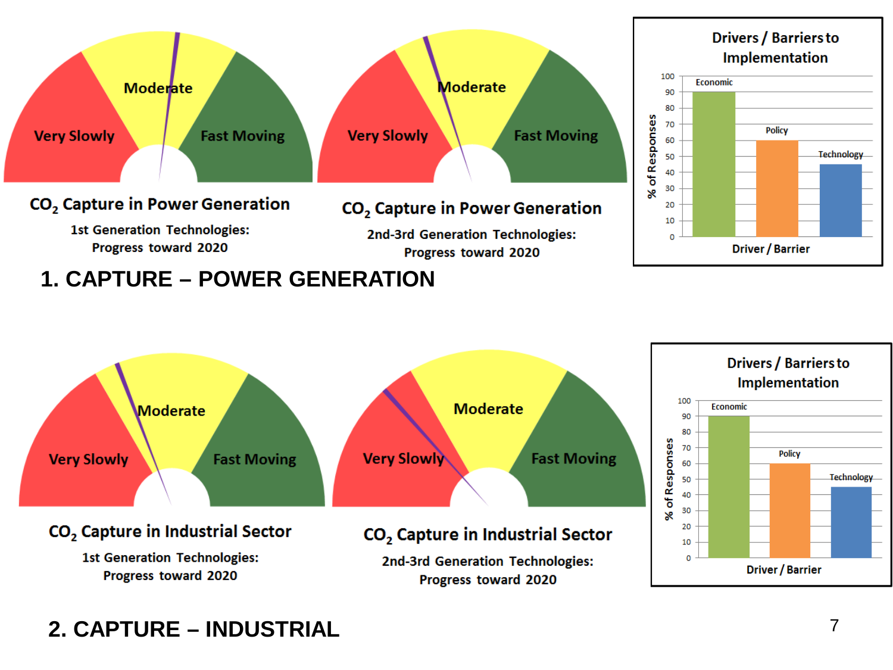# 1. CAPTURE – POWER GENERATION

**$CO_2$ Capture in Power Generation**

1st Generation Technologies: Progress toward 2020

(Gauge: Very Slowly | Moderate | Fast Moving)

**$CO_2$ Capture in Power Generation**

2nd-3rd Generation Technologies: Progress toward 2020

(Gauge: Very Slowly | Moderate | Fast Moving)

**Drivers / Barriers to Implementation**

| Driver / Barrier | % of Responses |
| --- | --- |
| Economic | 90 |
| Policy | 60 |
| Technology | 45 |

# 2. CAPTURE – INDUSTRIAL

**$CO_2$ Capture in Industrial Sector**

1st Generation Technologies: Progress toward 2020

(Gauge: Very Slowly | Moderate | Fast Moving)

**$CO_2$ Capture in Industrial Sector**

2nd-3rd Generation Technologies: Progress toward 2020

(Gauge: Very Slowly | Moderate | Fast Moving)

**Drivers / Barriers to Implementation**

| Driver / Barrier | % of Responses |
| --- | --- |
| Economic | 90 |
| Policy | 60 |
| Technology | 45 |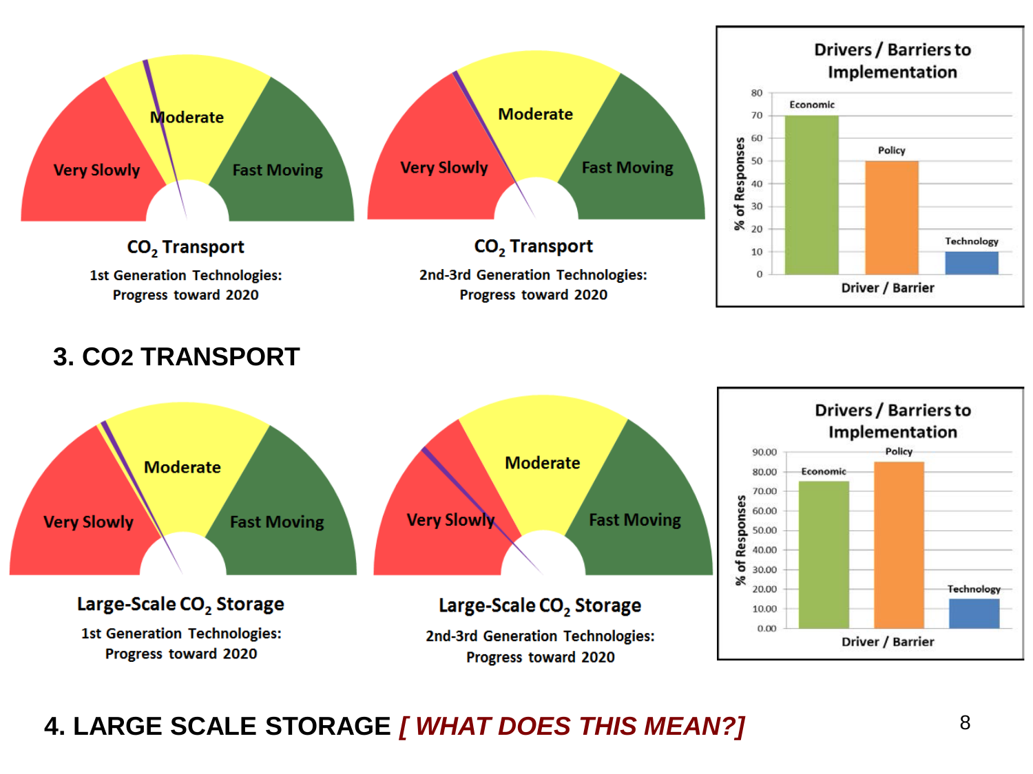Very Slowly | Moderate | Fast Moving

**$CO_2$ Transport**

1st Generation Technologies: Progress toward 2020

Very Slowly | Moderate | Fast Moving

**$CO_2$ Transport**

2nd-3rd Generation Technologies: Progress toward 2020

**Drivers / Barriers to Implementation**

| Driver / Barrier | % of Responses |
| --- | --- |
| Economic | 70 |
| Policy | 50 |
| Technology | 10 |

## 3. CO2 TRANSPORT

Very Slowly | Moderate | Fast Moving

**Large-Scale $CO_2$ Storage**

1st Generation Technologies: Progress toward 2020

Very Slowly | Moderate | Fast Moving

**Large-Scale $CO_2$ Storage**

2nd-3rd Generation Technologies: Progress toward 2020

**Drivers / Barriers to Implementation**

| Driver / Barrier | % of Responses |
| --- | --- |
| Economic | 75.00 |
| Policy | 85.00 |
| Technology | 15.00 |

## 4. LARGE SCALE STORAGE *[ WHAT DOES THIS MEAN?]*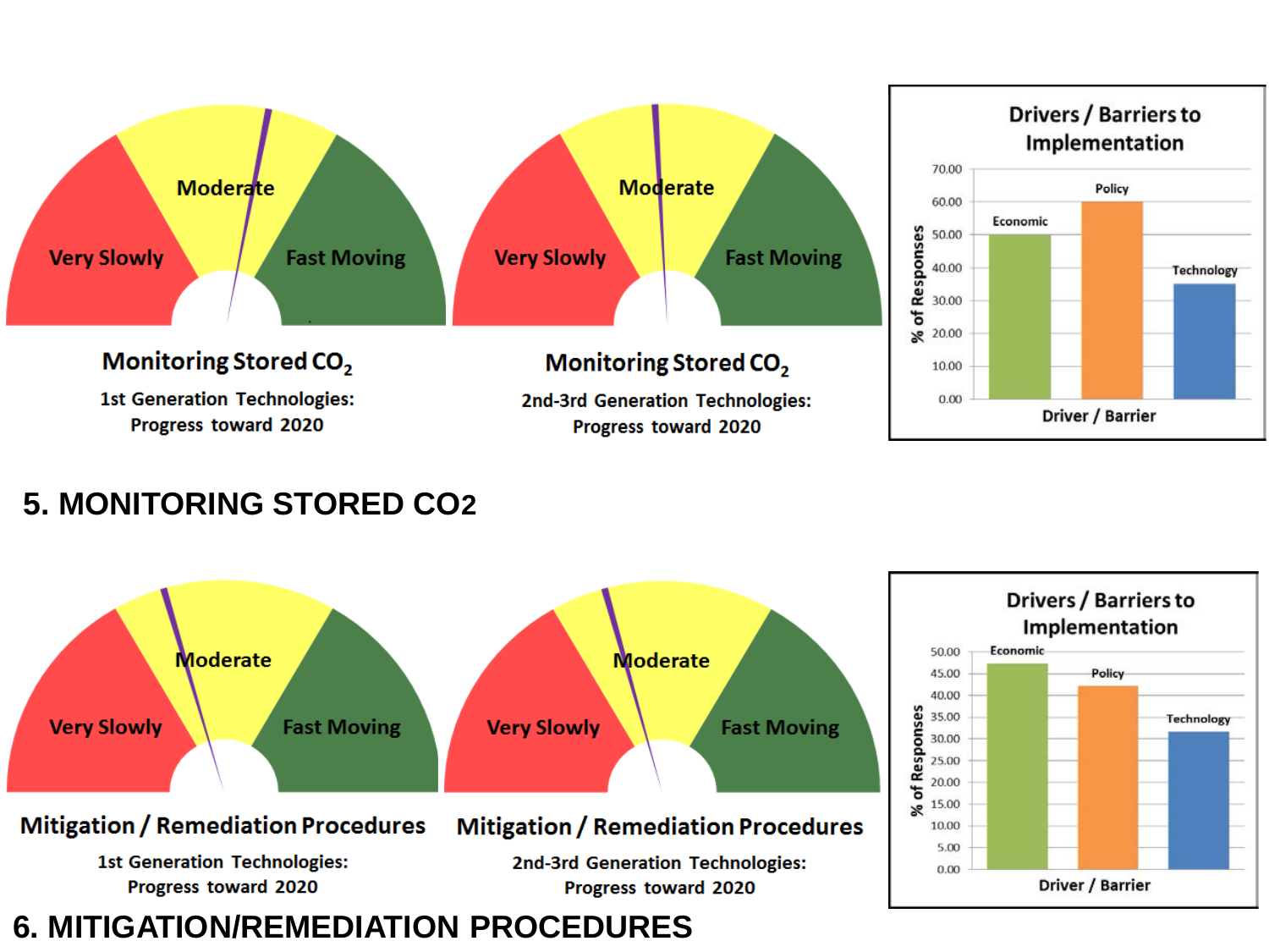Moderate

Very Slowly

Fast Moving

**Monitoring Stored $CO_2$**

1st Generation Technologies: Progress toward 2020

Moderate

Very Slowly

Fast Moving

**Monitoring Stored $CO_2$**

2nd-3rd Generation Technologies: Progress toward 2020

**Drivers / Barriers to Implementation**

| Driver / Barrier | % of Responses |
|---|---|
| Economic | 50.00 |
| Policy | 60.00 |
| Technology | 35.00 |

## 5. MONITORING STORED CO2

Moderate

Very Slowly

Fast Moving

**Mitigation / Remediation Procedures**

1st Generation Technologies: Progress toward 2020

Moderate

Very Slowly

Fast Moving

**Mitigation / Remediation Procedures**

2nd-3rd Generation Technologies: Progress toward 2020

**Drivers / Barriers to Implementation**

| Driver / Barrier | % of Responses |
|---|---|
| Economic | 47.00 |
| Policy | 42.00 |
| Technology | 31.50 |

## 6. MITIGATION/REMEDIATION PROCEDURES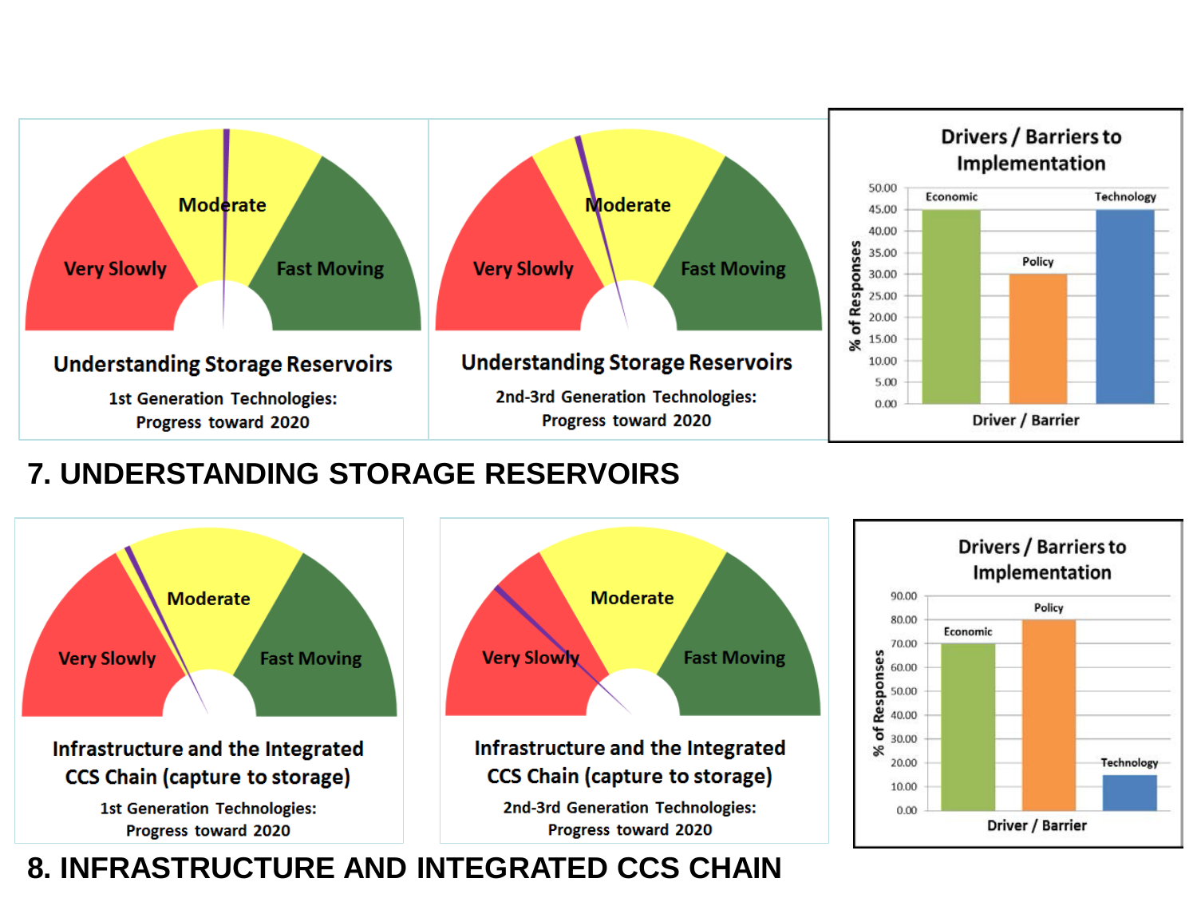Very Slowly | Moderate | Fast Moving

**Understanding Storage Reservoirs**

1st Generation Technologies: Progress toward 2020

Very Slowly | Moderate | Fast Moving

**Understanding Storage Reservoirs**

2nd-3rd Generation Technologies: Progress toward 2020

**Drivers / Barriers to Implementation**

| Driver / Barrier | % of Responses |
|---|---|
| Economic | 45.00 |
| Policy | 30.00 |
| Technology | 45.00 |

# 7. UNDERSTANDING STORAGE RESERVOIRS

Very Slowly | Moderate | Fast Moving

**Infrastructure and the Integrated CCS Chain (capture to storage)**

1st Generation Technologies: Progress toward 2020

Very Slowly | Moderate | Fast Moving

**Infrastructure and the Integrated CCS Chain (capture to storage)**

2nd-3rd Generation Technologies: Progress toward 2020

**Drivers / Barriers to Implementation**

| Driver / Barrier | % of Responses |
|---|---|
| Economic | 70.00 |
| Policy | 80.00 |
| Technology | 15.00 |

# 8. INFRASTRUCTURE AND INTEGRATED CCS CHAIN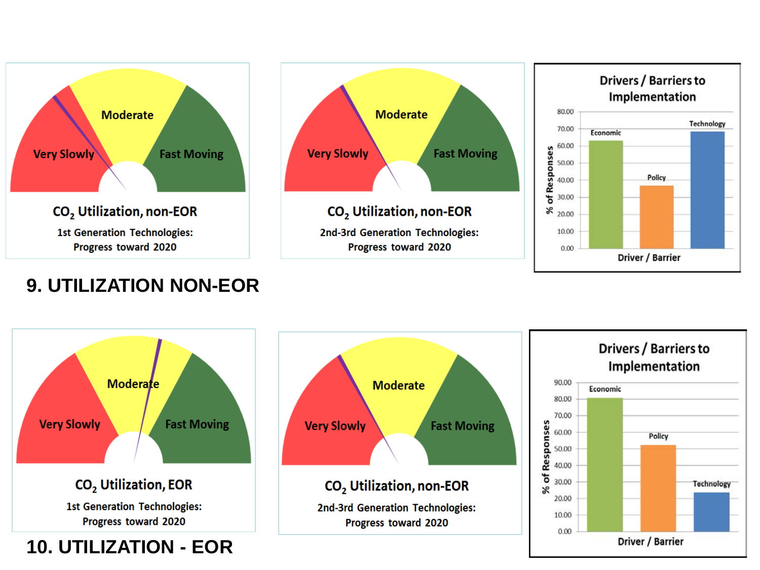Very Slowly | Moderate | Fast Moving

**$CO_2$ Utilization, non-EOR**

1st Generation Technologies: Progress toward 2020

Very Slowly | Moderate | Fast Moving

**$CO_2$ Utilization, non-EOR**

2nd-3rd Generation Technologies: Progress toward 2020

**Drivers / Barriers to Implementation**

| Driver / Barrier | % of Responses |
| --- | --- |
| Economic | ~63 |
| Policy | ~37 |
| Technology | ~68 |

## 9. UTILIZATION NON-EOR

Very Slowly | Moderate | Fast Moving

**$CO_2$ Utilization, EOR**

1st Generation Technologies: Progress toward 2020

Very Slowly | Moderate | Fast Moving

**$CO_2$ Utilization, non-EOR**

2nd-3rd Generation Technologies: Progress toward 2020

**Drivers / Barriers to Implementation**

| Driver / Barrier | % of Responses |
| --- | --- |
| Economic | ~81 |
| Policy | ~52 |
| Technology | ~24 |

## 10. UTILIZATION - EOR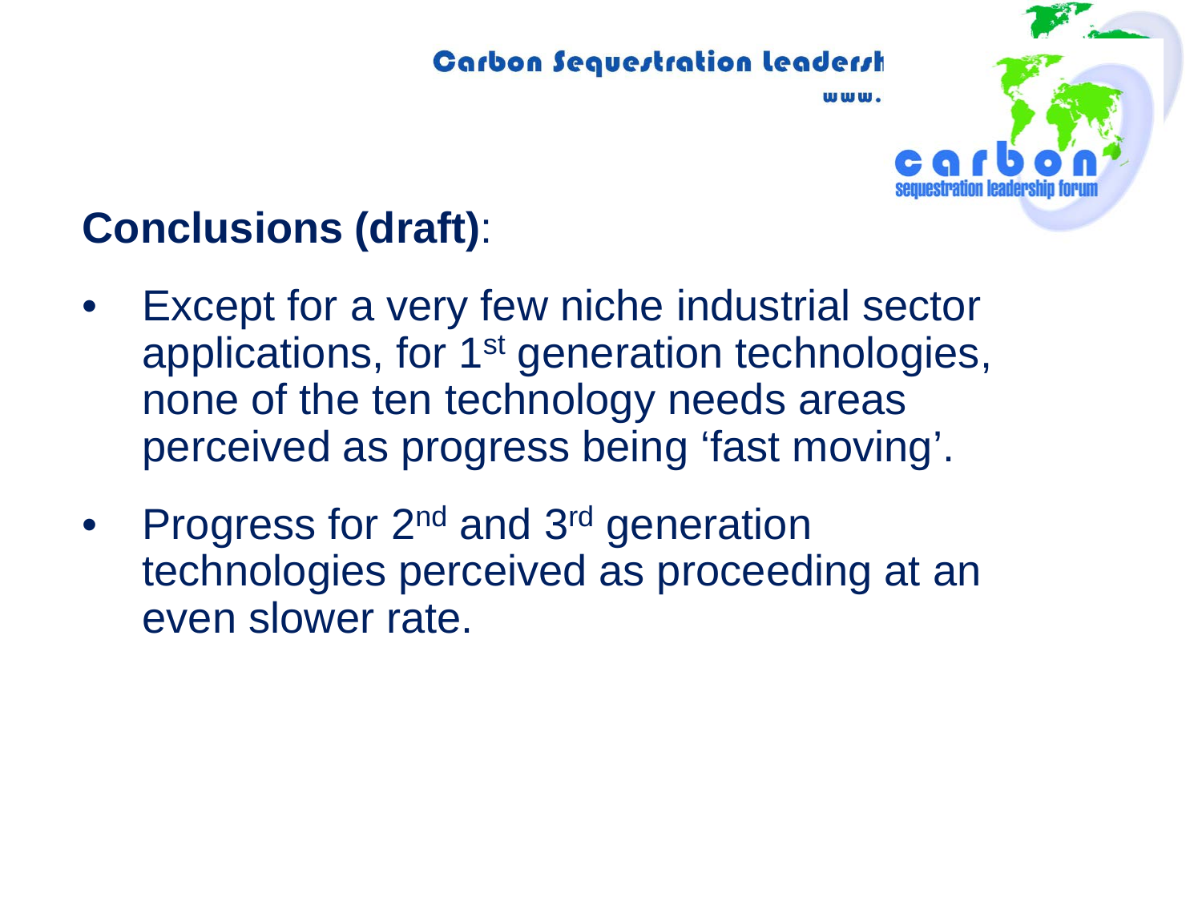## Conclusions (draft):

- Except for a very few niche industrial sector applications, for 1st generation technologies, none of the ten technology needs areas perceived as progress being ‘fast moving’.
- Progress for 2nd and 3rd generation technologies perceived as proceeding at an even slower rate.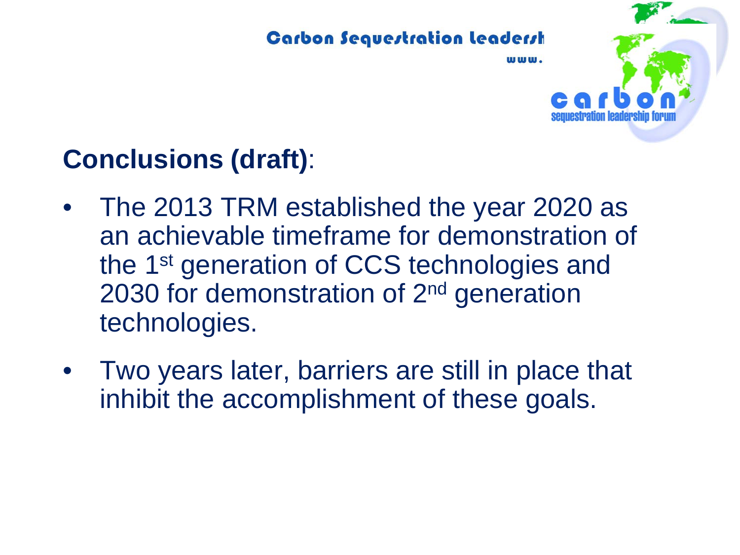## **Conclusions (draft)**:

- The 2013 TRM established the year 2020 as an achievable timeframe for demonstration of the 1st generation of CCS technologies and 2030 for demonstration of 2nd generation technologies.
- Two years later, barriers are still in place that inhibit the accomplishment of these goals.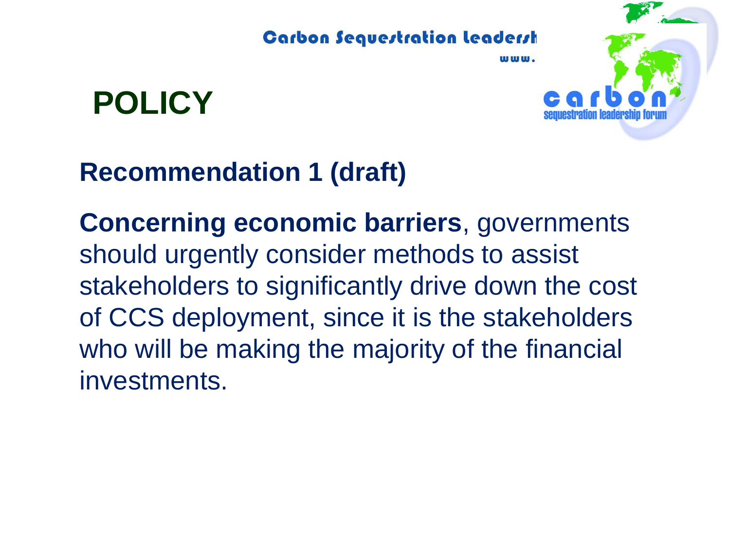# POLICY

## Recommendation 1 (draft)

**Concerning economic barriers**, governments should urgently consider methods to assist stakeholders to significantly drive down the cost of CCS deployment, since it is the stakeholders who will be making the majority of the financial investments.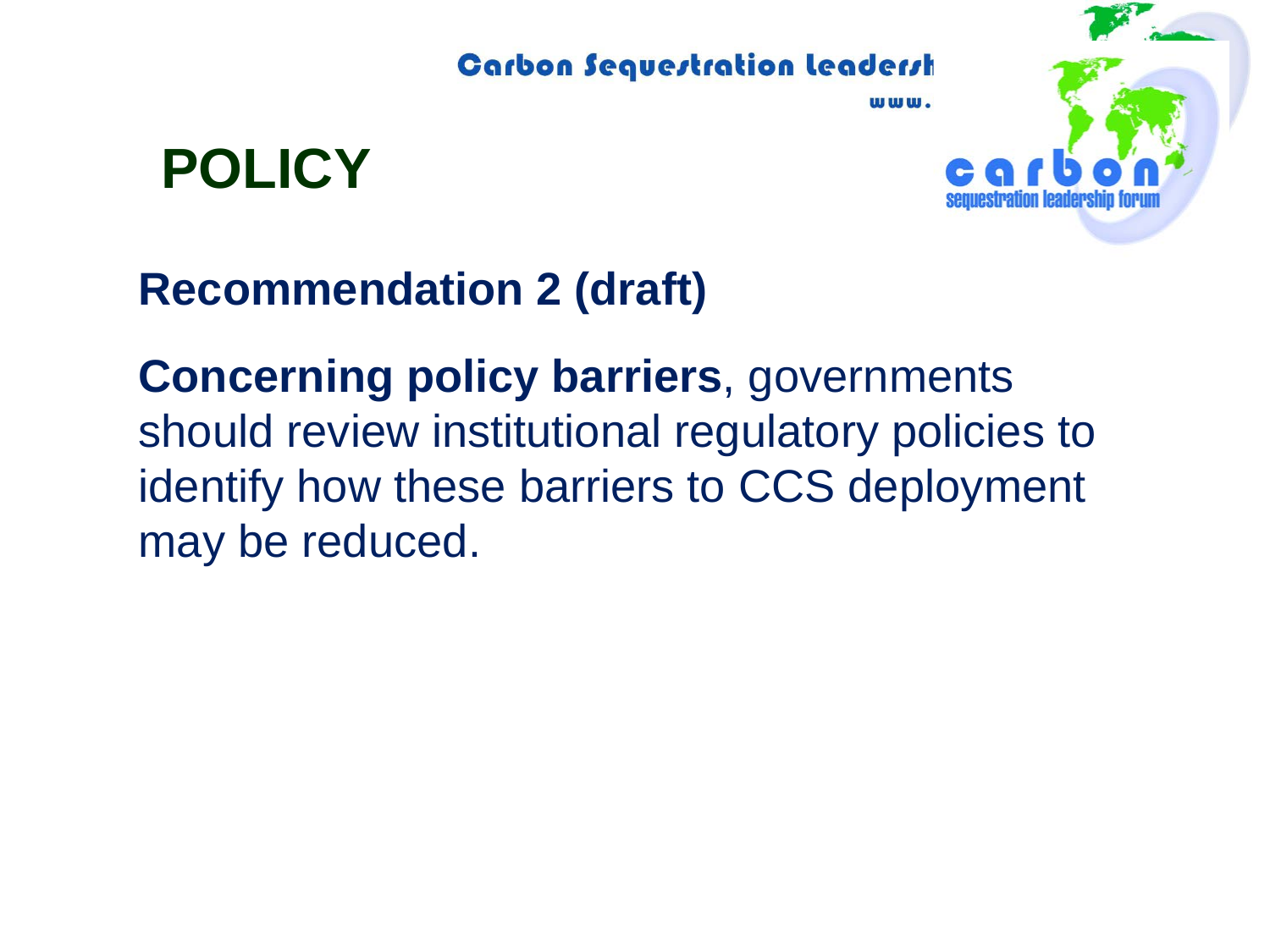# POLICY

## Recommendation 2 (draft)

**Concerning policy barriers**, governments should review institutional regulatory policies to identify how these barriers to CCS deployment may be reduced.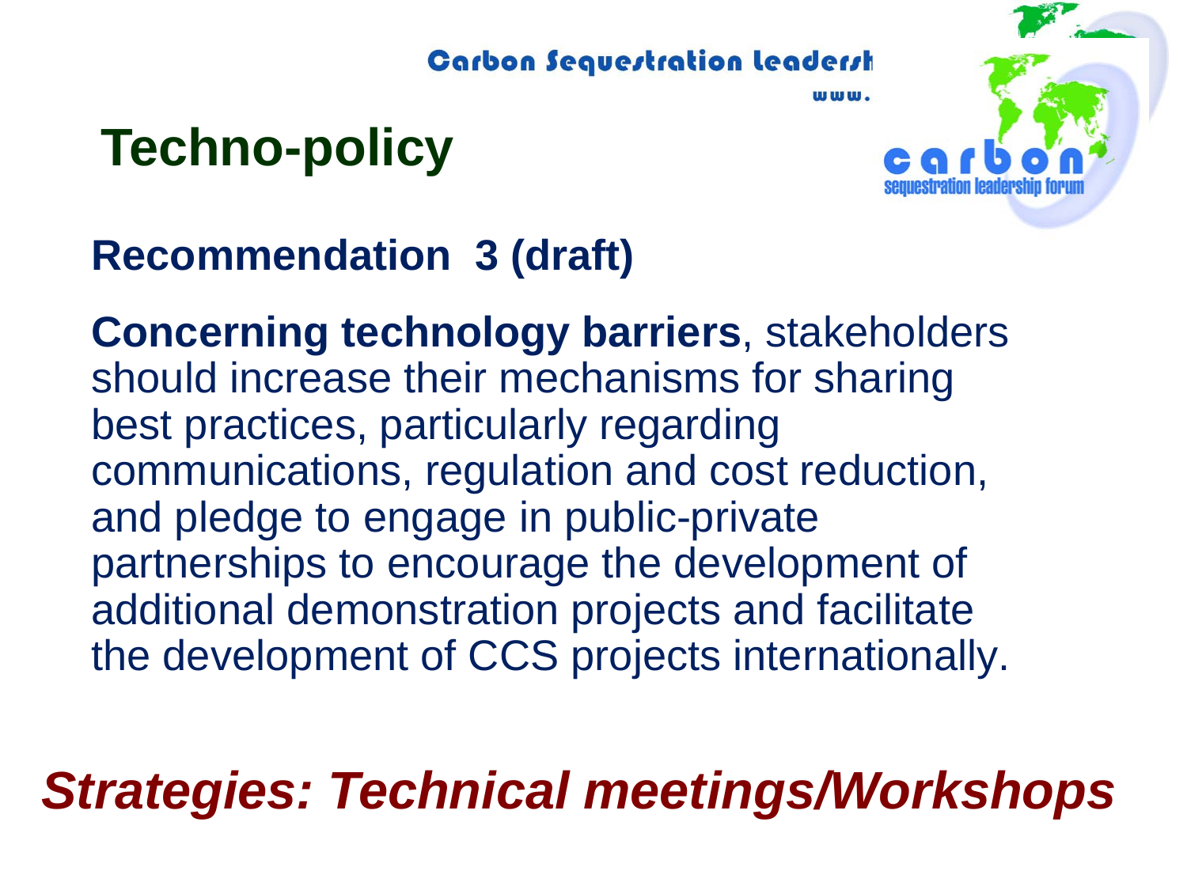# Techno-policy

## Recommendation 3 (draft)

**Concerning technology barriers**, stakeholders should increase their mechanisms for sharing best practices, particularly regarding communications, regulation and cost reduction, and pledge to engage in public-private partnerships to encourage the development of additional demonstration projects and facilitate the development of CCS projects internationally.

***Strategies: Technical meetings/Workshops***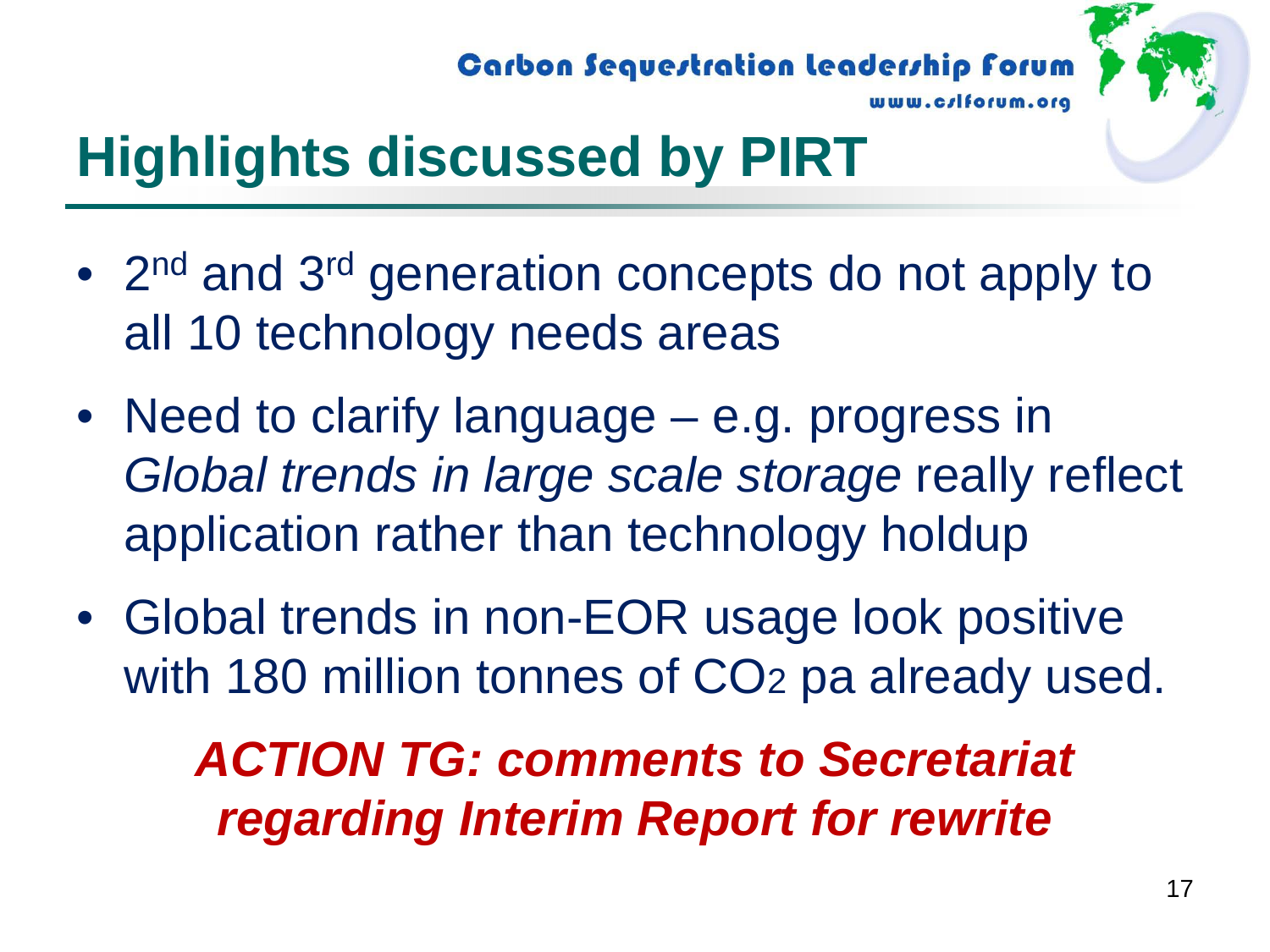# Highlights discussed by PIRT

- 2nd and 3rd generation concepts do not apply to all 10 technology needs areas
- Need to clarify language – e.g. progress in *Global trends in large scale storage* really reflect application rather than technology holdup
- Global trends in non-EOR usage look positive with 180 million tonnes of $CO_2$ pa already used.

***ACTION TG: comments to Secretariat regarding Interim Report for rewrite***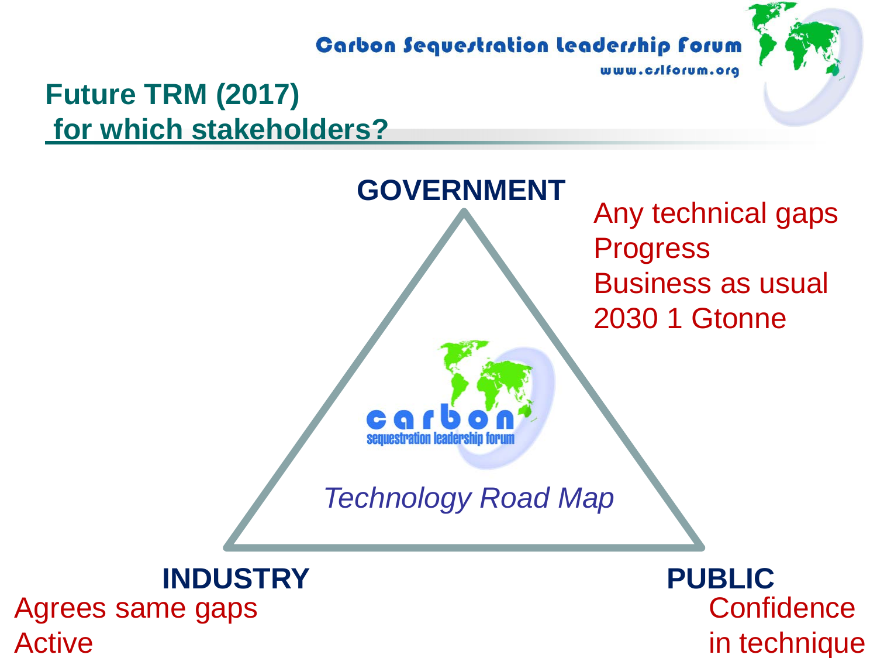## Future TRM (2017) for which stakeholders?

**GOVERNMENT**

- Any technical gaps
- Progress
- Business as usual
- 2030 1 Gtonne

*Technology Road Map*

**INDUSTRY**

- Agrees same gaps
- Active

**PUBLIC**

- Confidence in technique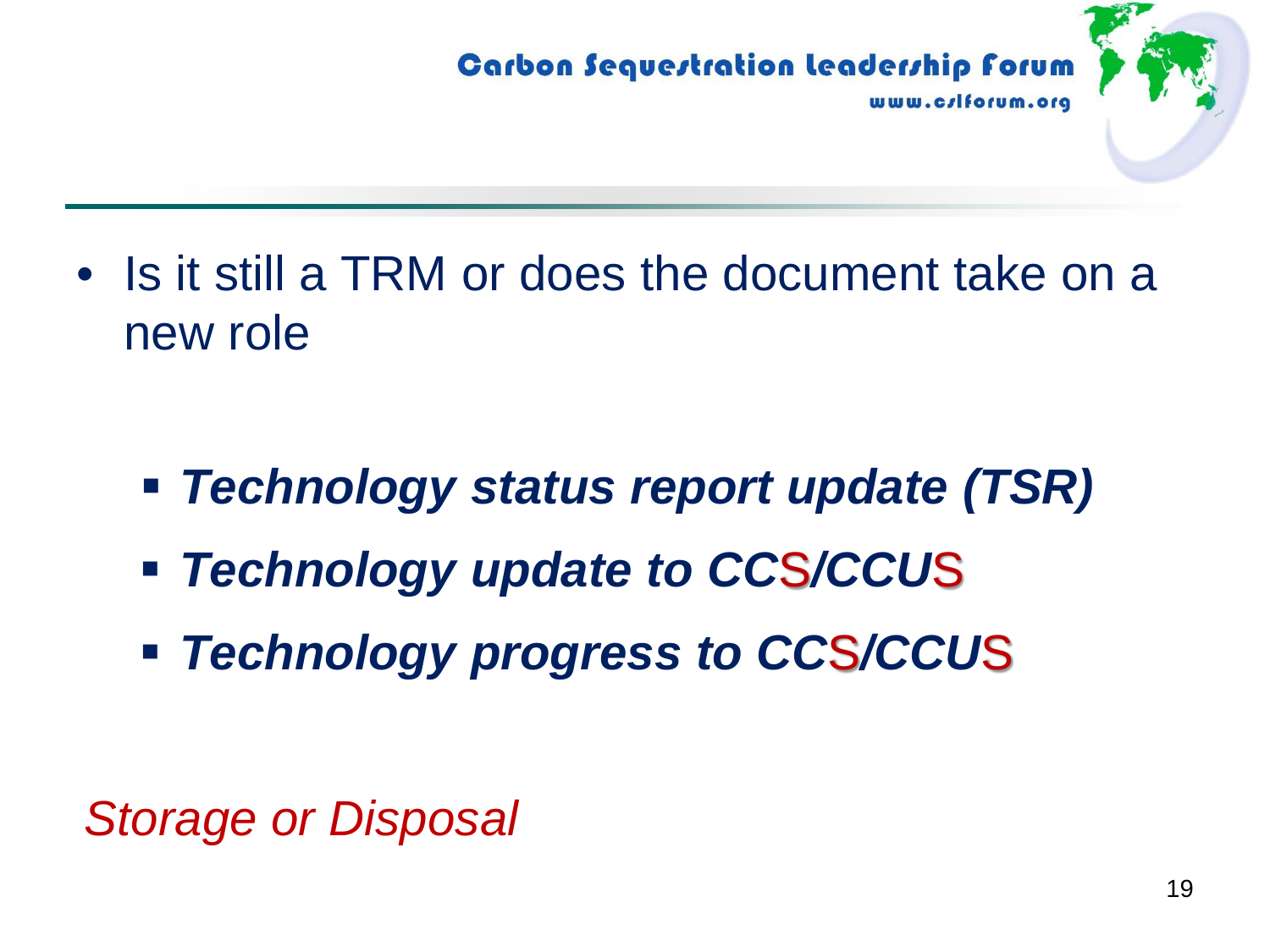- Is it still a TRM or does the document take on a new role

  - ***Technology status report update (TSR)***
  - ***Technology update to CCS/CCUS***
  - ***Technology progress to CCS/CCUS***

*Storage or Disposal*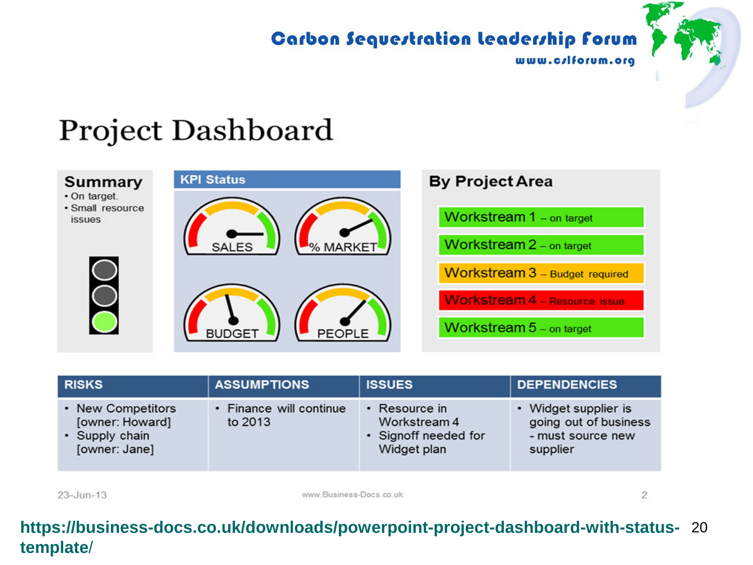Carbon Sequestration Leadership Forum

www.cslforum.org

# Project Dashboard

## Summary
- On target.
- Small resource issues

## KPI Status

SALES

% MARKET

BUDGET

PEOPLE

## By Project Area

- Workstream 1 – on target
- Workstream 2 – on target
- Workstream 3 – Budget required
- Workstream 4 – Resource issue
- Workstream 5 – on target

| RISKS | ASSUMPTIONS | ISSUES | DEPENDENCIES |
|---|---|---|---|
| • New Competitors [owner: Howard]<br>• Supply chain [owner: Jane] | • Finance will continue to 2013 | • Resource in Workstream 4<br>• Signoff needed for Widget plan | • Widget supplier is going out of business - must source new supplier |

23-Jun-13 www.Business-Docs.co.uk 2

https://business-docs.co.uk/downloads/powerpoint-project-dashboard-with-status-template/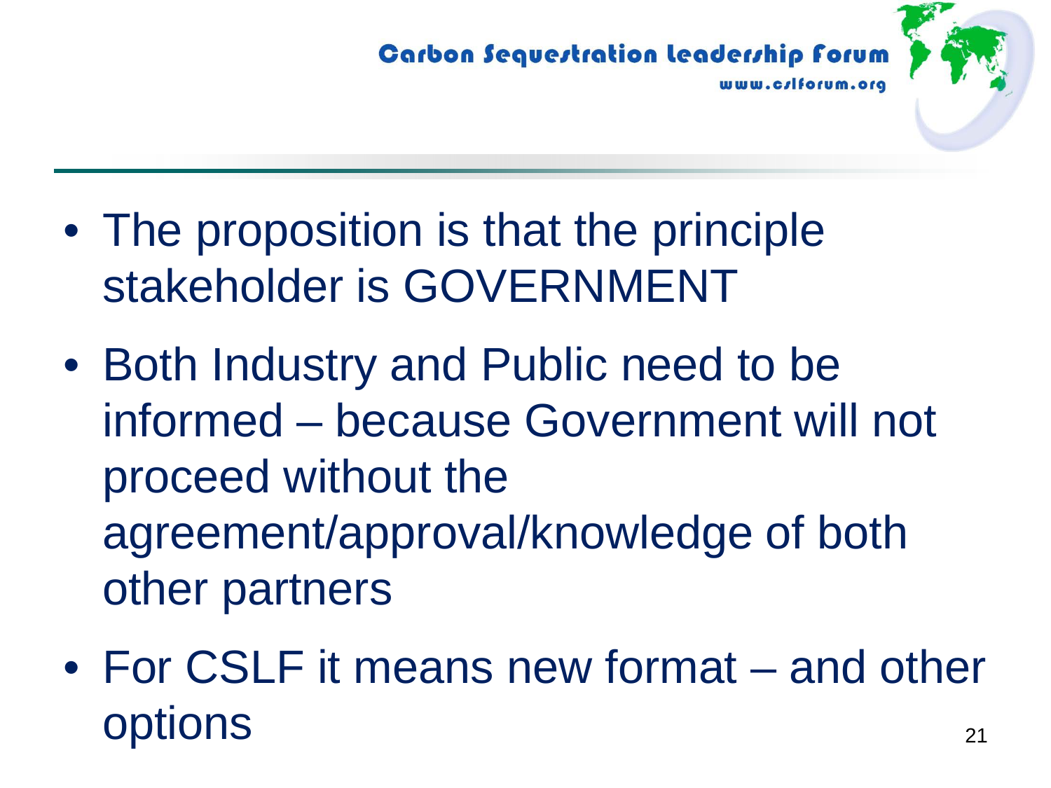- The proposition is that the principle stakeholder is GOVERNMENT
- Both Industry and Public need to be informed – because Government will not proceed without the agreement/approval/knowledge of both other partners
- For CSLF it means new format – and other options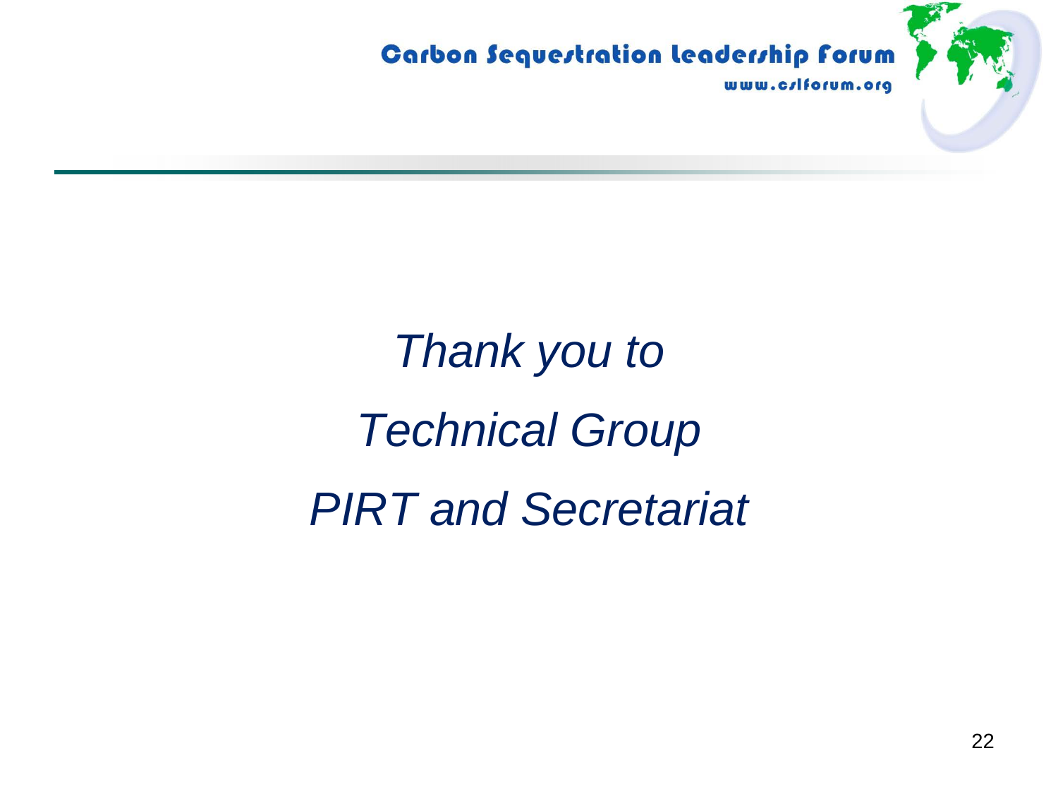*Thank you to*

*Technical Group*

*PIRT and Secretariat*